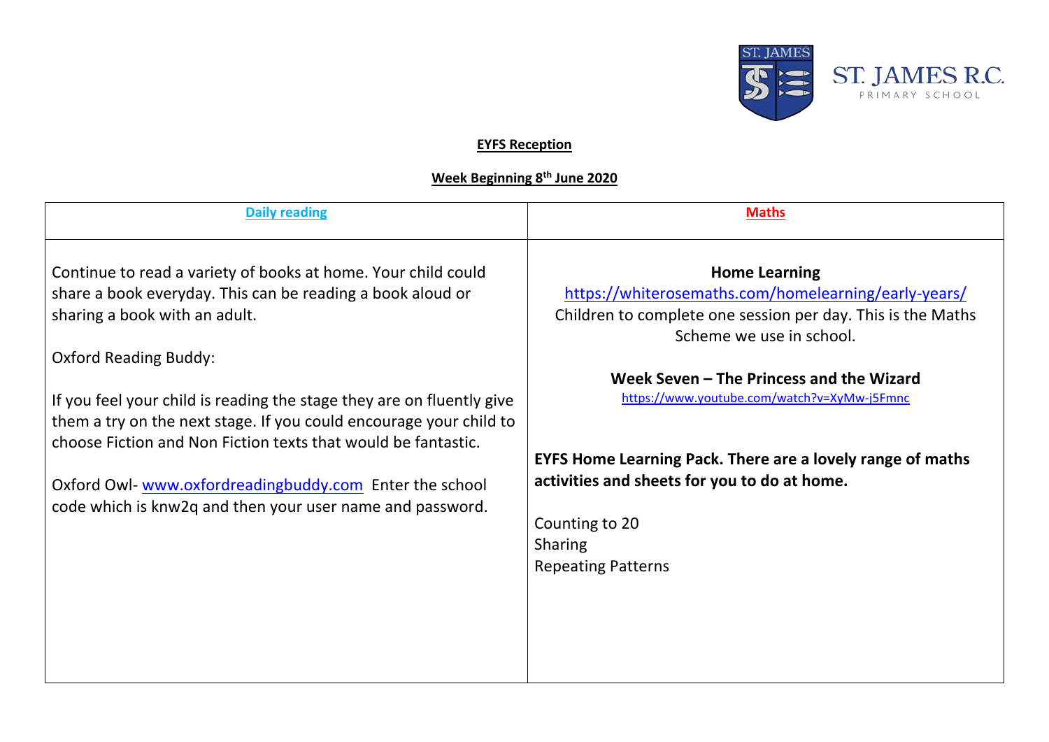ST. JAMES R.C. PRIMARY SCHOOL

## EYFS Reception

## Week Beginning 8th June 2020

| Daily reading | Maths |
|---|---|
| Continue to read a variety of books at home. Your child could share a book everyday. This can be reading a book aloud or sharing a book with an adult.<br><br>Oxford Reading Buddy:<br><br>If you feel your child is reading the stage they are on fluently give them a try on the next stage. If you could encourage your child to choose Fiction and Non Fiction texts that would be fantastic.<br><br>Oxford Owl- www.oxfordreadingbuddy.com Enter the school code which is knw2q and then your user name and password. | **Home Learning**<br>https://whiterosemaths.com/homelearning/early-years/<br>Children to complete one session per day. This is the Maths Scheme we use in school.<br><br>**Week Seven – The Princess and the Wizard**<br>https://www.youtube.com/watch?v=XyMw-j5Fmnc<br><br>**EYFS Home Learning Pack. There are a lovely range of maths activities and sheets for you to do at home.**<br><br>Counting to 20<br>Sharing<br>Repeating Patterns |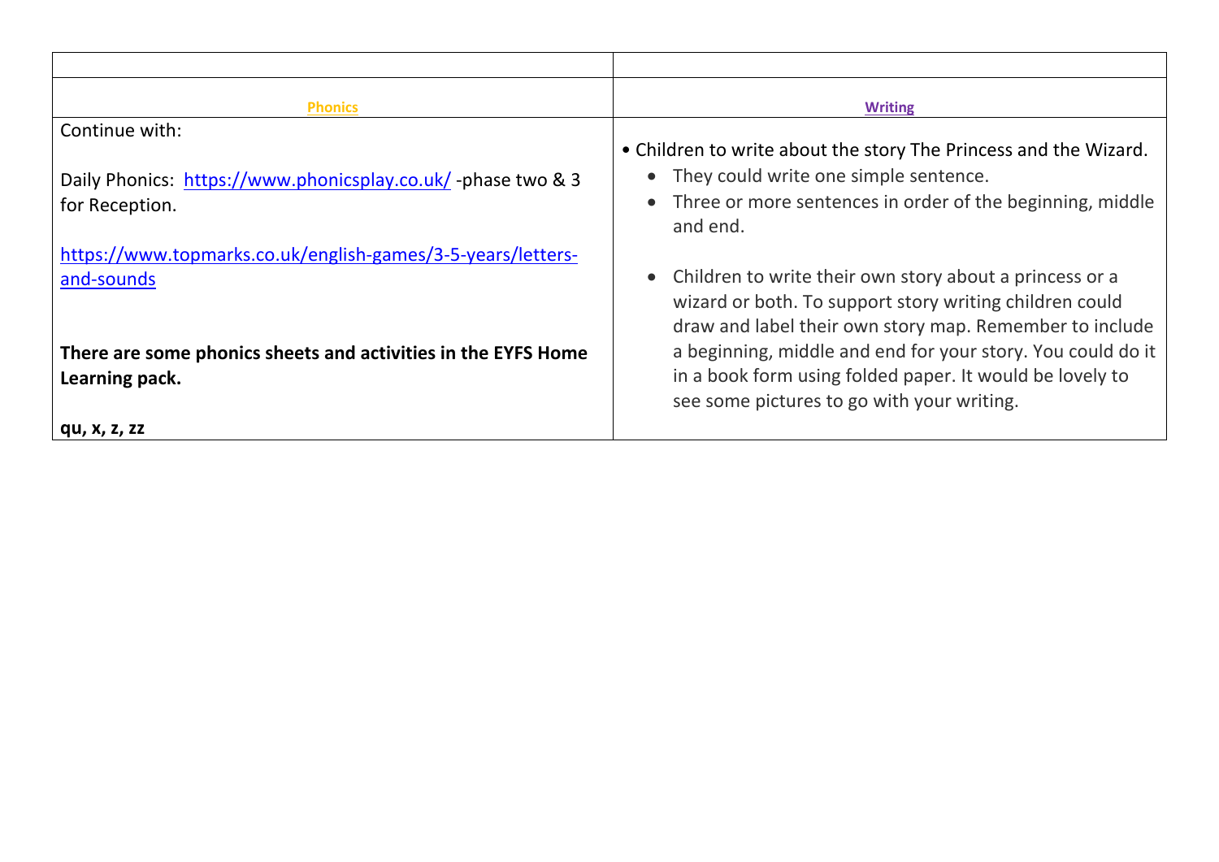| | |
|---|---|
| **Phonics** | **Writing** |
| Continue with:<br><br>Daily Phonics: https://www.phonicsplay.co.uk/ -phase two & 3 for Reception.<br><br>https://www.topmarks.co.uk/english-games/3-5-years/letters-and-sounds<br><br>**There are some phonics sheets and activities in the EYFS Home Learning pack.**<br><br>**qu, x, z, zz** | • Children to write about the story The Princess and the Wizard.<br>• They could write one simple sentence.<br>• Three or more sentences in order of the beginning, middle and end.<br><br>• Children to write their own story about a princess or a wizard or both. To support story writing children could draw and label their own story map. Remember to include a beginning, middle and end for your story. You could do it in a book form using folded paper. It would be lovely to see some pictures to go with your writing. |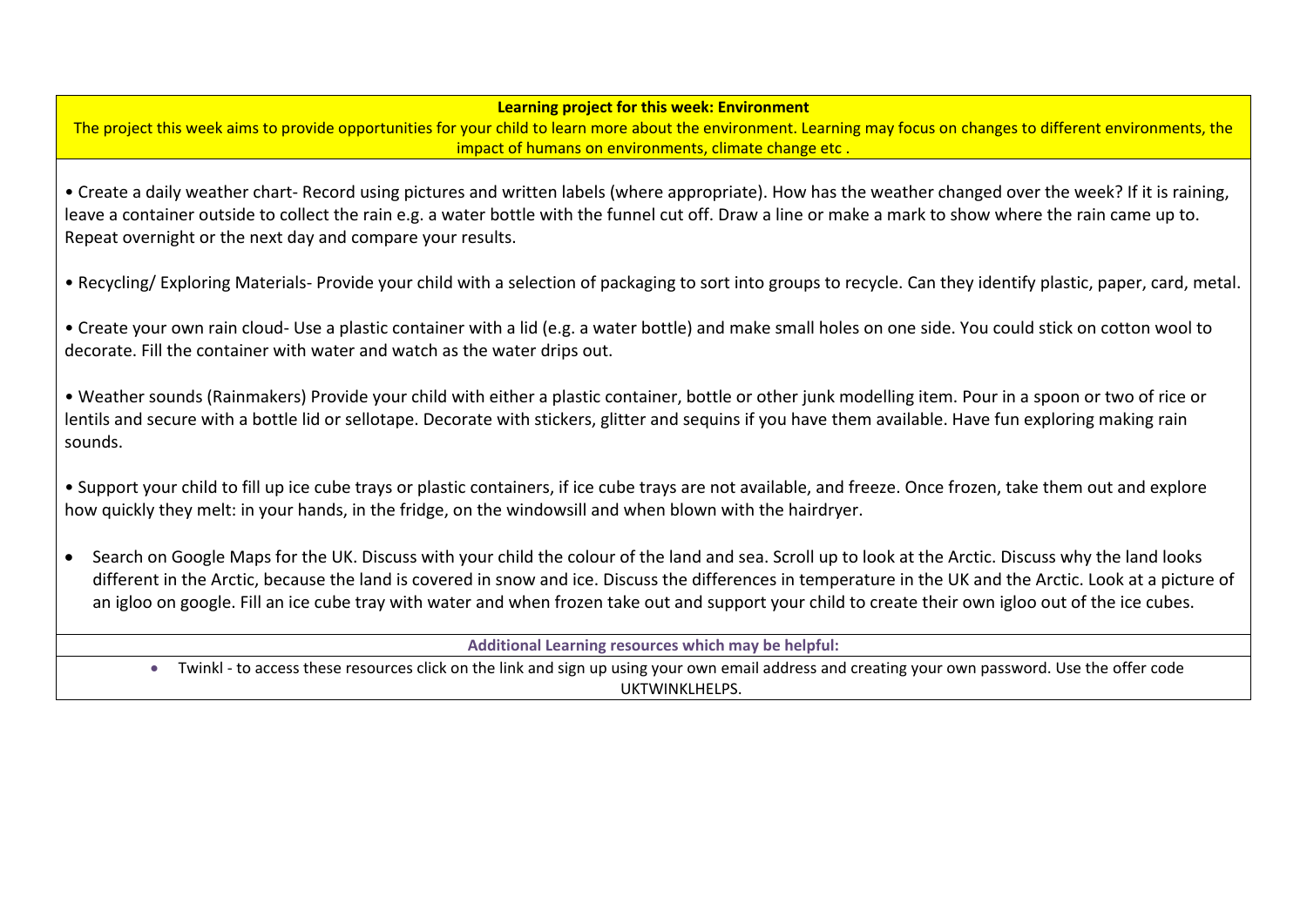**Learning project for this week: Environment**

The project this week aims to provide opportunities for your child to learn more about the environment. Learning may focus on changes to different environments, the impact of humans on environments, climate change etc .

• Create a daily weather chart- Record using pictures and written labels (where appropriate). How has the weather changed over the week? If it is raining, leave a container outside to collect the rain e.g. a water bottle with the funnel cut off. Draw a line or make a mark to show where the rain came up to. Repeat overnight or the next day and compare your results.

• Recycling/ Exploring Materials- Provide your child with a selection of packaging to sort into groups to recycle. Can they identify plastic, paper, card, metal.

• Create your own rain cloud- Use a plastic container with a lid (e.g. a water bottle) and make small holes on one side. You could stick on cotton wool to decorate. Fill the container with water and watch as the water drips out.

• Weather sounds (Rainmakers) Provide your child with either a plastic container, bottle or other junk modelling item. Pour in a spoon or two of rice or lentils and secure with a bottle lid or sellotape. Decorate with stickers, glitter and sequins if you have them available. Have fun exploring making rain sounds.

• Support your child to fill up ice cube trays or plastic containers, if ice cube trays are not available, and freeze. Once frozen, take them out and explore how quickly they melt: in your hands, in the fridge, on the windowsill and when blown with the hairdryer.

- Search on Google Maps for the UK. Discuss with your child the colour of the land and sea. Scroll up to look at the Arctic. Discuss why the land looks different in the Arctic, because the land is covered in snow and ice. Discuss the differences in temperature in the UK and the Arctic. Look at a picture of an igloo on google. Fill an ice cube tray with water and when frozen take out and support your child to create their own igloo out of the ice cubes.

**Additional Learning resources which may be helpful:**

- Twinkl - to access these resources click on the link and sign up using your own email address and creating your own password. Use the offer code UKTWINKLHELPS.